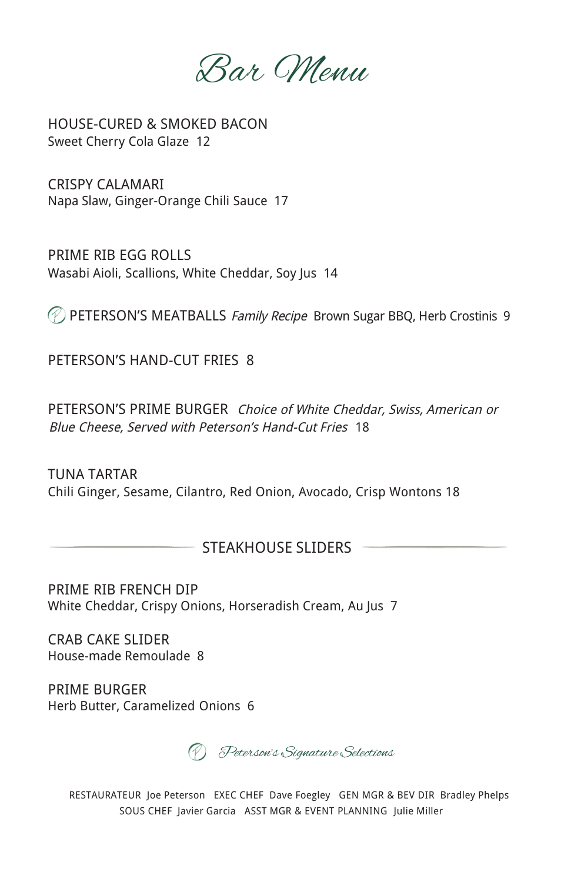# Bar Menu

HOUSE-CURED & SMOKED BACON
Sweet Cherry Cola Glaze 12

CRISPY CALAMARI
Napa Slaw, Ginger-Orange Chili Sauce 17

PRIME RIB EGG ROLLS
Wasabi Aioli, Scallions, White Cheddar, Soy Jus 14

PETERSON'S MEATBALLS *Family Recipe* Brown Sugar BBQ, Herb Crostinis 9

PETERSON'S HAND-CUT FRIES 8

PETERSON'S PRIME BURGER *Choice of White Cheddar, Swiss, American or Blue Cheese, Served with Peterson's Hand-Cut Fries* 18

TUNA TARTAR
Chili Ginger, Sesame, Cilantro, Red Onion, Avocado, Crisp Wontons 18

## STEAKHOUSE SLIDERS

PRIME RIB FRENCH DIP
White Cheddar, Crispy Onions, Horseradish Cream, Au Jus 7

CRAB CAKE SLIDER
House-made Remoulade 8

PRIME BURGER
Herb Butter, Caramelized Onions 6

*Peterson's Signature Selections*

RESTAURATEUR Joe Peterson EXEC CHEF Dave Foegley GEN MGR & BEV DIR Bradley Phelps
SOUS CHEF Javier Garcia ASST MGR & EVENT PLANNING Julie Miller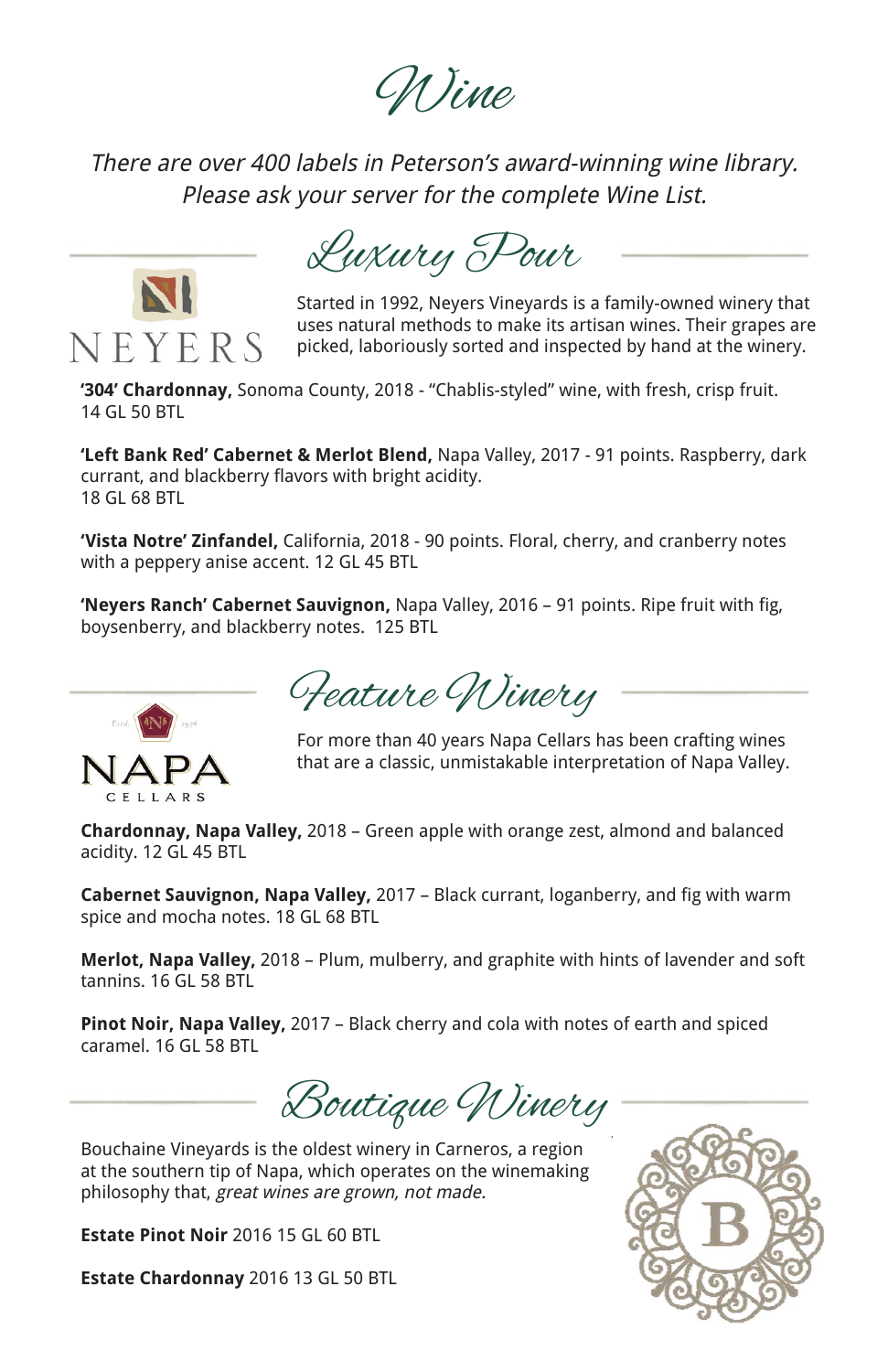# Wine

*There are over 400 labels in Peterson's award-winning wine library. Please ask your server for the complete Wine List.*

## Luxury Pour

NEYERS

Started in 1992, Neyers Vineyards is a family-owned winery that uses natural methods to make its artisan wines. Their grapes are picked, laboriously sorted and inspected by hand at the winery.

**'304' Chardonnay,** Sonoma County, 2018 - "Chablis-styled" wine, with fresh, crisp fruit.
14 GL 50 BTL

**'Left Bank Red' Cabernet & Merlot Blend,** Napa Valley, 2017 - 91 points. Raspberry, dark currant, and blackberry flavors with bright acidity.
18 GL 68 BTL

**'Vista Notre' Zinfandel,** California, 2018 - 90 points. Floral, cherry, and cranberry notes with a peppery anise accent. 12 GL 45 BTL

**'Neyers Ranch' Cabernet Sauvignon,** Napa Valley, 2016 – 91 points. Ripe fruit with fig, boysenberry, and blackberry notes. 125 BTL

## Feature Winery

NAPA CELLARS

For more than 40 years Napa Cellars has been crafting wines that are a classic, unmistakable interpretation of Napa Valley.

**Chardonnay, Napa Valley,** 2018 – Green apple with orange zest, almond and balanced acidity. 12 GL 45 BTL

**Cabernet Sauvignon, Napa Valley,** 2017 – Black currant, loganberry, and fig with warm spice and mocha notes. 18 GL 68 BTL

**Merlot, Napa Valley,** 2018 – Plum, mulberry, and graphite with hints of lavender and soft tannins. 16 GL 58 BTL

**Pinot Noir, Napa Valley,** 2017 – Black cherry and cola with notes of earth and spiced caramel. 16 GL 58 BTL

## Boutique Winery

Bouchaine Vineyards is the oldest winery in Carneros, a region at the southern tip of Napa, which operates on the winemaking philosophy that, *great wines are grown, not made.*

**Estate Pinot Noir** 2016 15 GL 60 BTL

**Estate Chardonnay** 2016 13 GL 50 BTL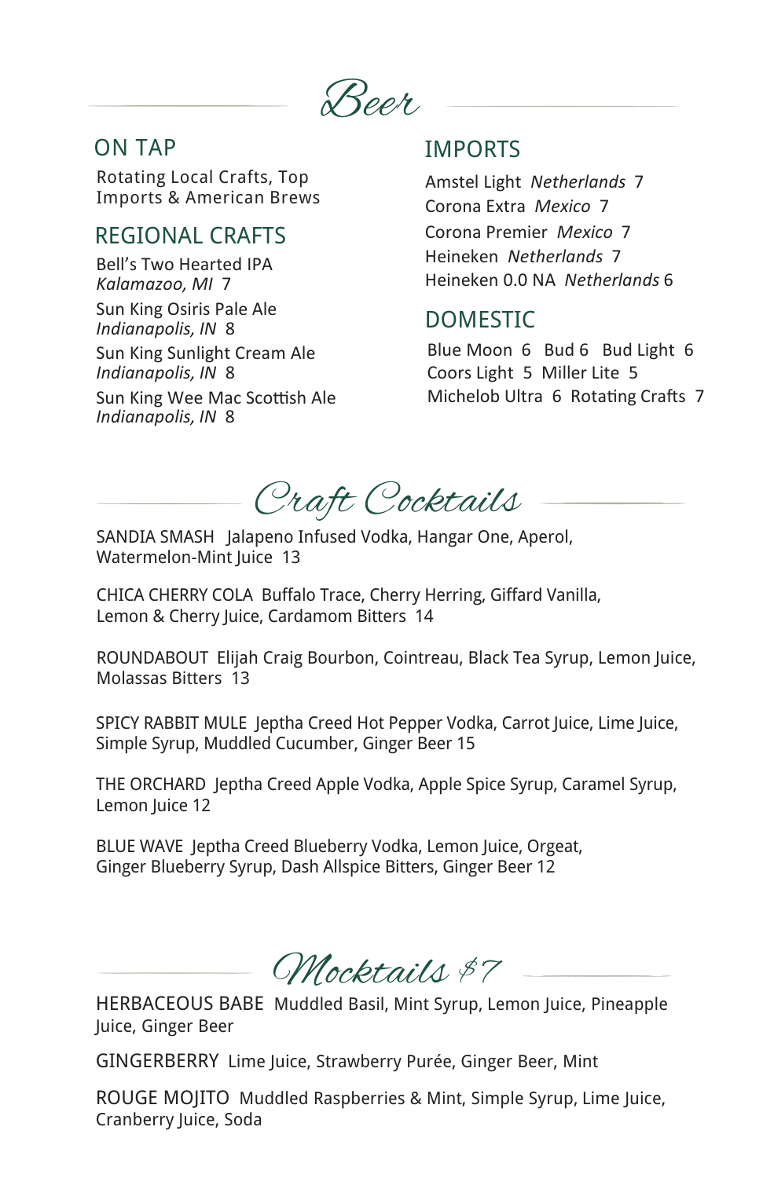# Beer

## ON TAP

Rotating Local Crafts, Top Imports & American Brews

## REGIONAL CRAFTS

Bell's Two Hearted IPA
*Kalamazoo, MI* 7

Sun King Osiris Pale Ale
*Indianapolis, IN* 8

Sun King Sunlight Cream Ale
*Indianapolis, IN* 8

Sun King Wee Mac Scottish Ale
*Indianapolis, IN* 8

## IMPORTS

Amstel Light *Netherlands* 7

Corona Extra *Mexico* 7

Corona Premier *Mexico* 7

Heineken *Netherlands* 7

Heineken 0.0 NA *Netherlands* 6

## DOMESTIC

Blue Moon 6 Bud 6 Bud Light 6
Coors Light 5 Miller Lite 5
Michelob Ultra 6 Rotating Crafts 7

# Craft Cocktails

SANDIA SMASH Jalapeno Infused Vodka, Hangar One, Aperol, Watermelon-Mint Juice 13

CHICA CHERRY COLA Buffalo Trace, Cherry Herring, Giffard Vanilla, Lemon & Cherry Juice, Cardamom Bitters 14

ROUNDABOUT Elijah Craig Bourbon, Cointreau, Black Tea Syrup, Lemon Juice, Molassas Bitters 13

SPICY RABBIT MULE Jeptha Creed Hot Pepper Vodka, Carrot Juice, Lime Juice, Simple Syrup, Muddled Cucumber, Ginger Beer 15

THE ORCHARD Jeptha Creed Apple Vodka, Apple Spice Syrup, Caramel Syrup, Lemon Juice 12

BLUE WAVE Jeptha Creed Blueberry Vodka, Lemon Juice, Orgeat, Ginger Blueberry Syrup, Dash Allspice Bitters, Ginger Beer 12

# Mocktails $7

HERBACEOUS BABE Muddled Basil, Mint Syrup, Lemon Juice, Pineapple Juice, Ginger Beer

GINGERBERRY Lime Juice, Strawberry Purée, Ginger Beer, Mint

ROUGE MOJITO Muddled Raspberries & Mint, Simple Syrup, Lime Juice, Cranberry Juice, Soda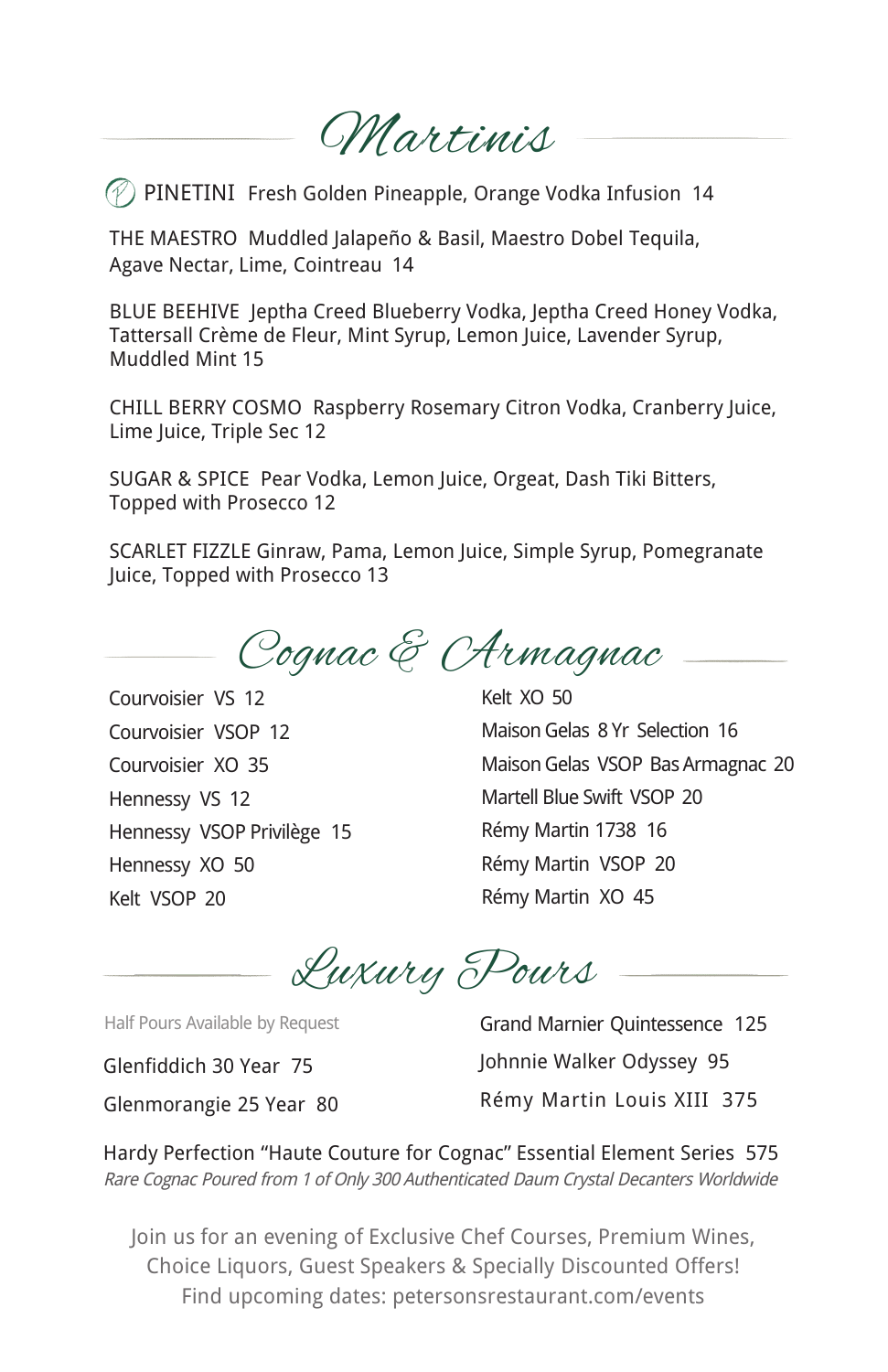# Martinis

PINETINI Fresh Golden Pineapple, Orange Vodka Infusion 14

THE MAESTRO Muddled Jalapeño & Basil, Maestro Dobel Tequila, Agave Nectar, Lime, Cointreau 14

BLUE BEEHIVE Jeptha Creed Blueberry Vodka, Jeptha Creed Honey Vodka, Tattersall Crème de Fleur, Mint Syrup, Lemon Juice, Lavender Syrup, Muddled Mint 15

CHILL BERRY COSMO Raspberry Rosemary Citron Vodka, Cranberry Juice, Lime Juice, Triple Sec 12

SUGAR & SPICE Pear Vodka, Lemon Juice, Orgeat, Dash Tiki Bitters, Topped with Prosecco 12

SCARLET FIZZLE Ginraw, Pama, Lemon Juice, Simple Syrup, Pomegranate Juice, Topped with Prosecco 13

# Cognac & Armagnac

Courvoisier VS 12

Courvoisier VSOP 12

Courvoisier XO 35

Hennessy VS 12

Hennessy VSOP Privilège 15

Hennessy XO 50

Kelt VSOP 20

Kelt XO 50

Maison Gelas 8 Yr Selection 16

Maison Gelas VSOP Bas Armagnac 20

Martell Blue Swift VSOP 20

Rémy Martin 1738 16

Rémy Martin VSOP 20

Rémy Martin XO 45

# Luxury Pours

Half Pours Available by Request

Glenfiddich 30 Year 75

Glenmorangie 25 Year 80

Grand Marnier Quintessence 125

Johnnie Walker Odyssey 95

Rémy Martin Louis XIII 375

Hardy Perfection "Haute Couture for Cognac" Essential Element Series 575

*Rare Cognac Poured from 1 of Only 300 Authenticated Daum Crystal Decanters Worldwide*

Join us for an evening of Exclusive Chef Courses, Premium Wines, Choice Liquors, Guest Speakers & Specially Discounted Offers!
Find upcoming dates: petersonsrestaurant.com/events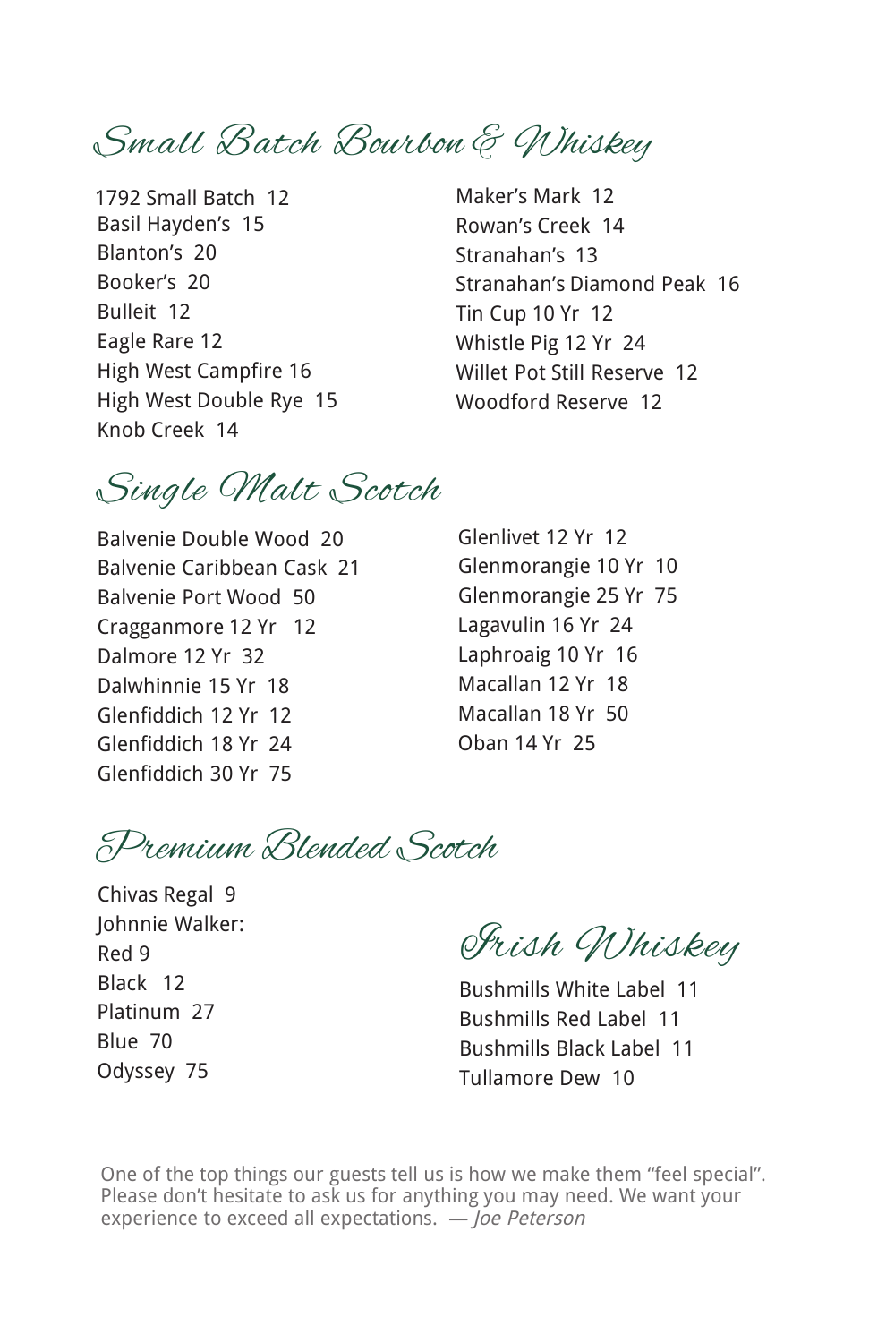## Small Batch Bourbon & Whiskey

1792 Small Batch 12
Basil Hayden's 15
Blanton's 20
Booker's 20
Bulleit 12
Eagle Rare 12
High West Campfire 16
High West Double Rye 15
Knob Creek 14
Maker's Mark 12
Rowan's Creek 14
Stranahan's 13
Stranahan's Diamond Peak 16
Tin Cup 10 Yr 12
Whistle Pig 12 Yr 24
Willet Pot Still Reserve 12
Woodford Reserve 12

## Single Malt Scotch

Balvenie Double Wood 20
Balvenie Caribbean Cask 21
Balvenie Port Wood 50
Cragganmore 12 Yr 12
Dalmore 12 Yr 32
Dalwhinnie 15 Yr 18
Glenfiddich 12 Yr 12
Glenfiddich 18 Yr 24
Glenfiddich 30 Yr 75
Glenlivet 12 Yr 12
Glenmorangie 10 Yr 10
Glenmorangie 25 Yr 75
Lagavulin 16 Yr 24
Laphroaig 10 Yr 16
Macallan 12 Yr 18
Macallan 18 Yr 50
Oban 14 Yr 25

## Premium Blended Scotch

Chivas Regal 9
Johnnie Walker:
Red 9
Black 12
Platinum 27
Blue 70
Odyssey 75

## Irish Whiskey

Bushmills White Label 11
Bushmills Red Label 11
Bushmills Black Label 11
Tullamore Dew 10

One of the top things our guests tell us is how we make them "feel special". Please don't hesitate to ask us for anything you may need. We want your experience to exceed all expectations. — *Joe Peterson*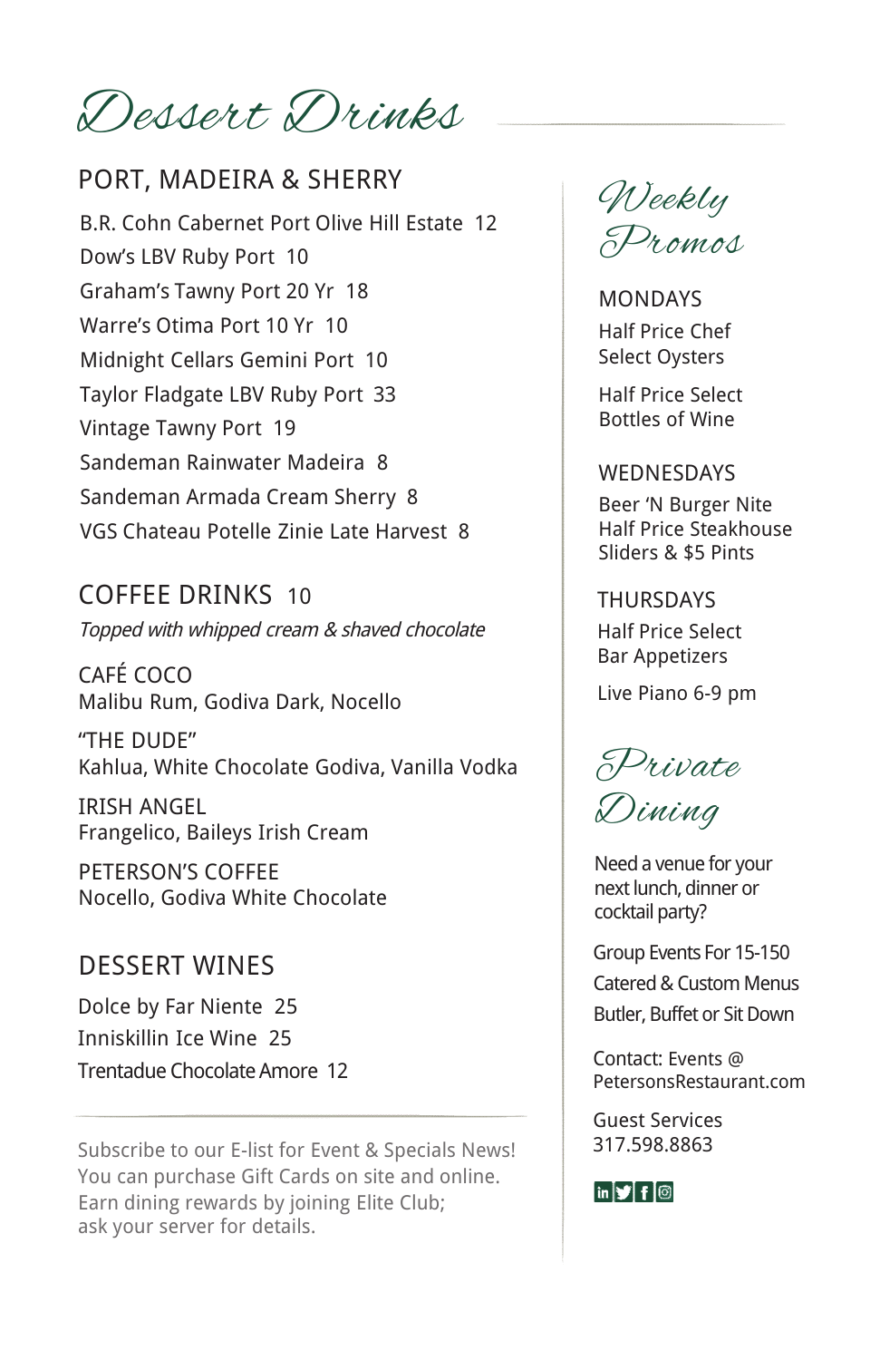# Dessert Drinks

## PORT, MADEIRA & SHERRY

B.R. Cohn Cabernet Port Olive Hill Estate 12
Dow's LBV Ruby Port 10
Graham's Tawny Port 20 Yr 18
Warre's Otima Port 10 Yr 10
Midnight Cellars Gemini Port 10
Taylor Fladgate LBV Ruby Port 33
Vintage Tawny Port 19
Sandeman Rainwater Madeira 8
Sandeman Armada Cream Sherry 8
VGS Chateau Potelle Zinie Late Harvest 8

## COFFEE DRINKS 10

*Topped with whipped cream & shaved chocolate*

CAFÉ COCO
Malibu Rum, Godiva Dark, Nocello

"THE DUDE"
Kahlua, White Chocolate Godiva, Vanilla Vodka

IRISH ANGEL
Frangelico, Baileys Irish Cream

PETERSON'S COFFEE
Nocello, Godiva White Chocolate

## DESSERT WINES

Dolce by Far Niente 25
Inniskillin Ice Wine 25
Trentadue Chocolate Amore 12

---

Subscribe to our E-list for Event & Specials News!
You can purchase Gift Cards on site and online.
Earn dining rewards by joining Elite Club;
ask your server for details.

## Weekly Promos

MONDAYS
Half Price Chef Select Oysters

Half Price Select Bottles of Wine

WEDNESDAYS
Beer 'N Burger Nite
Half Price Steakhouse Sliders & $5 Pints

THURSDAYS
Half Price Select Bar Appetizers

Live Piano 6-9 pm

## Private Dining

Need a venue for your next lunch, dinner or cocktail party?

Group Events For 15-150
Catered & Custom Menus
Butler, Buffet or Sit Down

Contact: Events @ PetersonsRestaurant.com

Guest Services
317.598.8863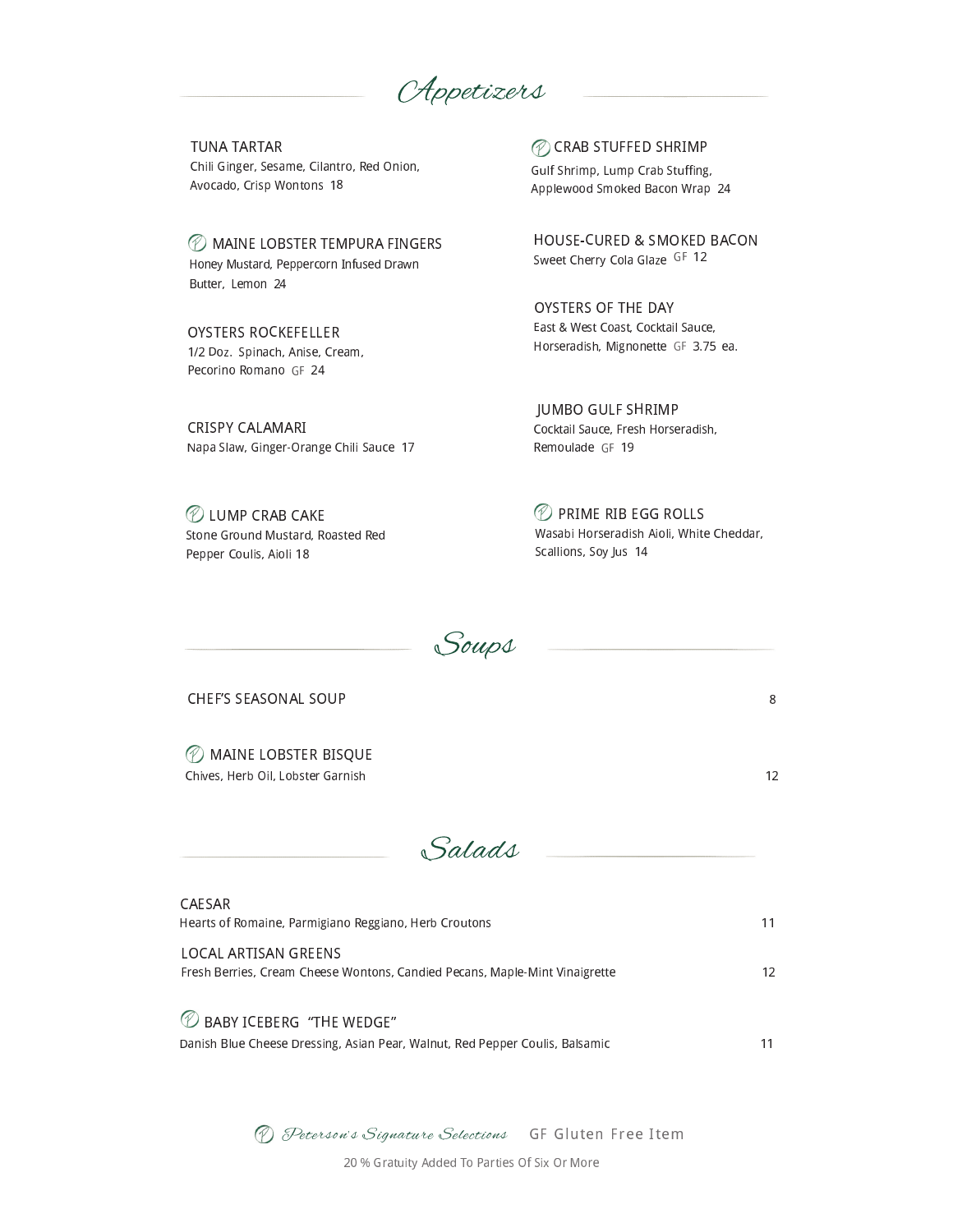# Appetizers

**TUNA TARTAR**
Chili Ginger, Sesame, Cilantro, Red Onion, Avocado, Crisp Wontons 18

**MAINE LOBSTER TEMPURA FINGERS**
Honey Mustard, Peppercorn Infused Drawn Butter, Lemon 24

**OYSTERS ROCKEFELLER**
1/2 Doz. Spinach, Anise, Cream, Pecorino Romano GF 24

**CRISPY CALAMARI**
Napa Slaw, Ginger-Orange Chili Sauce 17

**LUMP CRAB CAKE**
Stone Ground Mustard, Roasted Red Pepper Coulis, Aioli 18

**CRAB STUFFED SHRIMP**
Gulf Shrimp, Lump Crab Stuffing, Applewood Smoked Bacon Wrap 24

**HOUSE-CURED & SMOKED BACON**
Sweet Cherry Cola Glaze GF 12

**OYSTERS OF THE DAY**
East & West Coast, Cocktail Sauce, Horseradish, Mignonette GF 3.75 ea.

**JUMBO GULF SHRIMP**
Cocktail Sauce, Fresh Horseradish, Remoulade GF 19

**PRIME RIB EGG ROLLS**
Wasabi Horseradish Aioli, White Cheddar, Scallions, Soy Jus 14

# Soups

**CHEF'S SEASONAL SOUP** 8

**MAINE LOBSTER BISQUE**
Chives, Herb Oil, Lobster Garnish 12

# Salads

**CAESAR**
Hearts of Romaine, Parmigiano Reggiano, Herb Croutons 11

**LOCAL ARTISAN GREENS**
Fresh Berries, Cream Cheese Wontons, Candied Pecans, Maple-Mint Vinaigrette 12

**BABY ICEBERG "THE WEDGE"**
Danish Blue Cheese Dressing, Asian Pear, Walnut, Red Pepper Coulis, Balsamic 11

*Peterson's Signature Selections* GF Gluten Free Item

20 % Gratuity Added To Parties Of Six Or More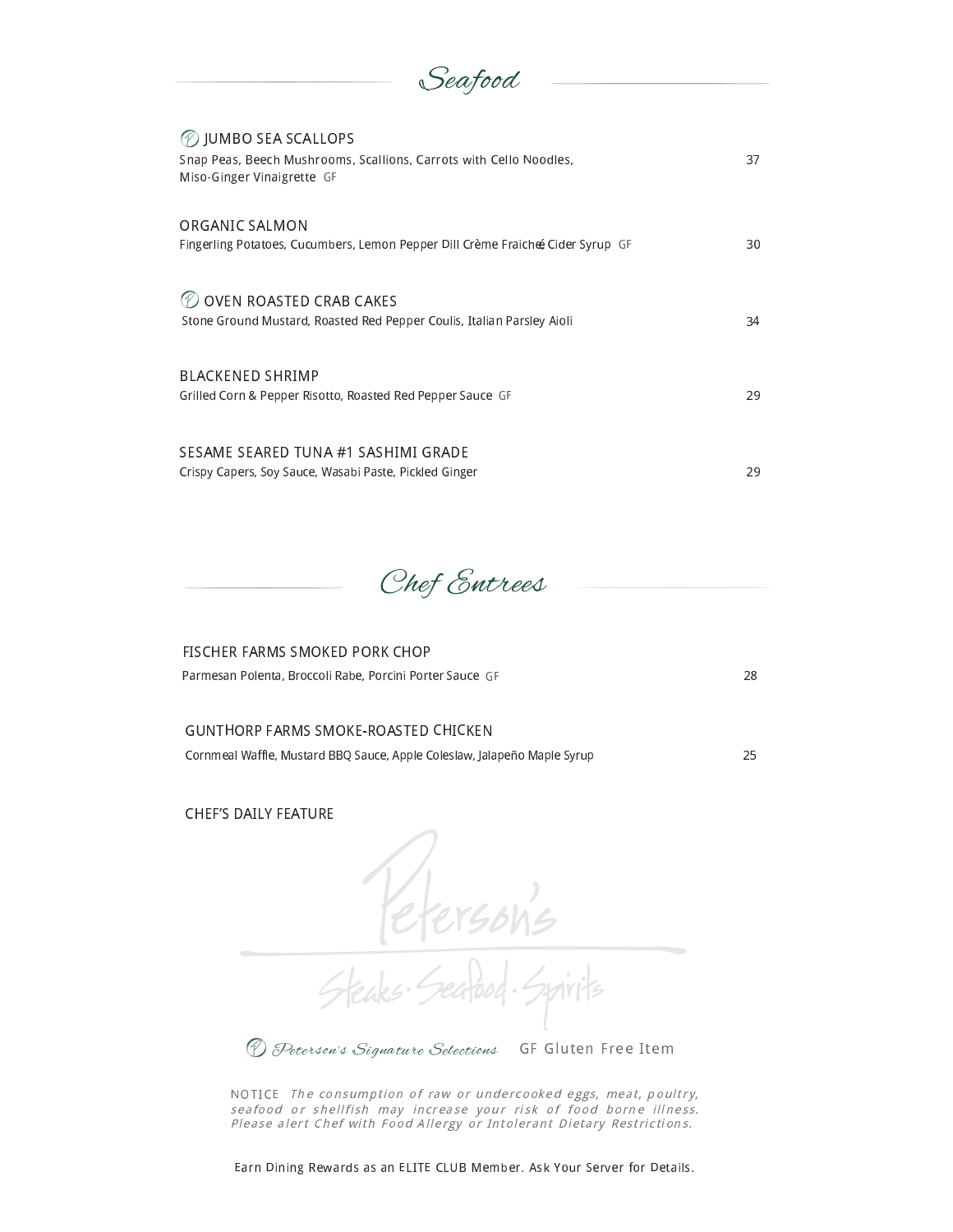## Seafood

**JUMBO SEA SCALLOPS**
Snap Peas, Beech Mushrooms, Scallions, Carrots with Cello Noodles, Miso-Ginger Vinaigrette GF — 37

**ORGANIC SALMON**
Fingerling Potatoes, Cucumbers, Lemon Pepper Dill Crème Fraiché Cider Syrup GF — 30

**OVEN ROASTED CRAB CAKES**
Stone Ground Mustard, Roasted Red Pepper Coulis, Italian Parsley Aioli — 34

**BLACKENED SHRIMP**
Grilled Corn & Pepper Risotto, Roasted Red Pepper Sauce GF — 29

**SESAME SEARED TUNA #1 SASHIMI GRADE**
Crispy Capers, Soy Sauce, Wasabi Paste, Pickled Ginger — 29

## Chef Entrees

**FISCHER FARMS SMOKED PORK CHOP**
Parmesan Polenta, Broccoli Rabe, Porcini Porter Sauce GF — 28

**GUNTHORP FARMS SMOKE-ROASTED CHICKEN**
Cornmeal Waffle, Mustard BBQ Sauce, Apple Coleslaw, Jalapeño Maple Syrup — 25

**CHEF'S DAILY FEATURE**

Peterson's
Steaks · Seafood · Spirits

*Peterson's Signature Selections* GF Gluten Free Item

NOTICE *The consumption of raw or undercooked eggs, meat, poultry, seafood or shellfish may increase your risk of food borne illness. Please alert Chef with Food Allergy or Intolerant Dietary Restrictions.*

Earn Dining Rewards as an ELITE CLUB Member. Ask Your Server for Details.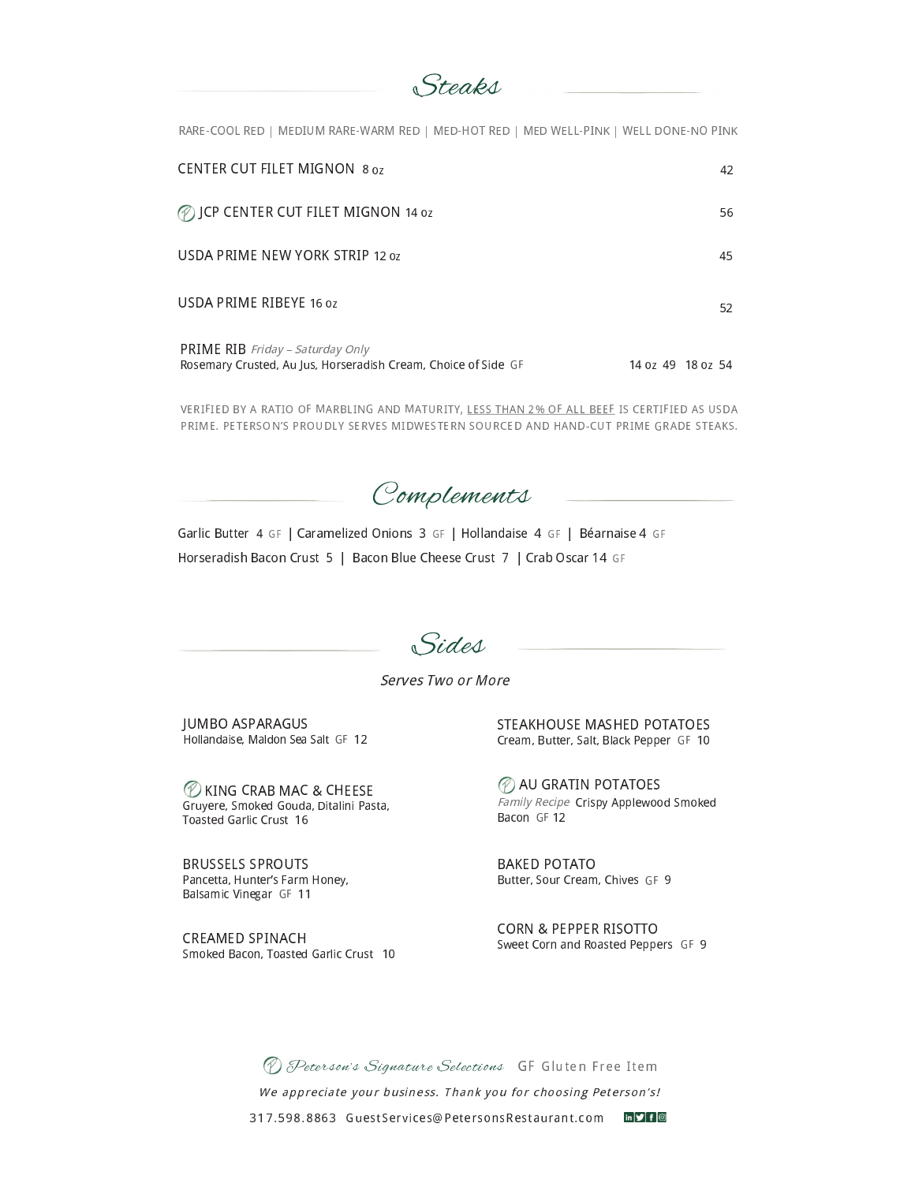## Steaks

RARE-COOL RED | MEDIUM RARE-WARM RED | MED-HOT RED | MED WELL-PINK | WELL DONE-NO PINK

CENTER CUT FILET MIGNON 8 oz — 42

JCP CENTER CUT FILET MIGNON 14 oz — 56

USDA PRIME NEW YORK STRIP 12 oz — 45

USDA PRIME RIBEYE 16 oz — 52

PRIME RIB *Friday – Saturday Only*
Rosemary Crusted, Au Jus, Horseradish Cream, Choice of Side GF — 14 oz 49 18 oz 54

VERIFIED BY A RATIO OF MARBLING AND MATURITY, LESS THAN 2% OF ALL BEEF IS CERTIFIED AS USDA PRIME. PETERSON'S PROUDLY SERVES MIDWESTERN SOURCED AND HAND-CUT PRIME GRADE STEAKS.

## Complements

Garlic Butter 4 GF | Caramelized Onions 3 GF | Hollandaise 4 GF | Béarnaise 4 GF
Horseradish Bacon Crust 5 | Bacon Blue Cheese Crust 7 | Crab Oscar 14 GF

## Sides

*Serves Two or More*

JUMBO ASPARAGUS
Hollandaise, Maldon Sea Salt GF 12

KING CRAB MAC & CHEESE
Gruyere, Smoked Gouda, Ditalini Pasta, Toasted Garlic Crust 16

BRUSSELS SPROUTS
Pancetta, Hunter's Farm Honey, Balsamic Vinegar GF 11

CREAMED SPINACH
Smoked Bacon, Toasted Garlic Crust 10

STEAKHOUSE MASHED POTATOES
Cream, Butter, Salt, Black Pepper GF 10

AU GRATIN POTATOES
*Family Recipe* Crispy Applewood Smoked Bacon GF 12

BAKED POTATO
Butter, Sour Cream, Chives GF 9

CORN & PEPPER RISOTTO
Sweet Corn and Roasted Peppers GF 9

*Peterson's Signature Selections* GF Gluten Free Item

*We appreciate your business. Thank you for choosing Peterson's!*

317.598.8863 GuestServices@PetersonsRestaurant.com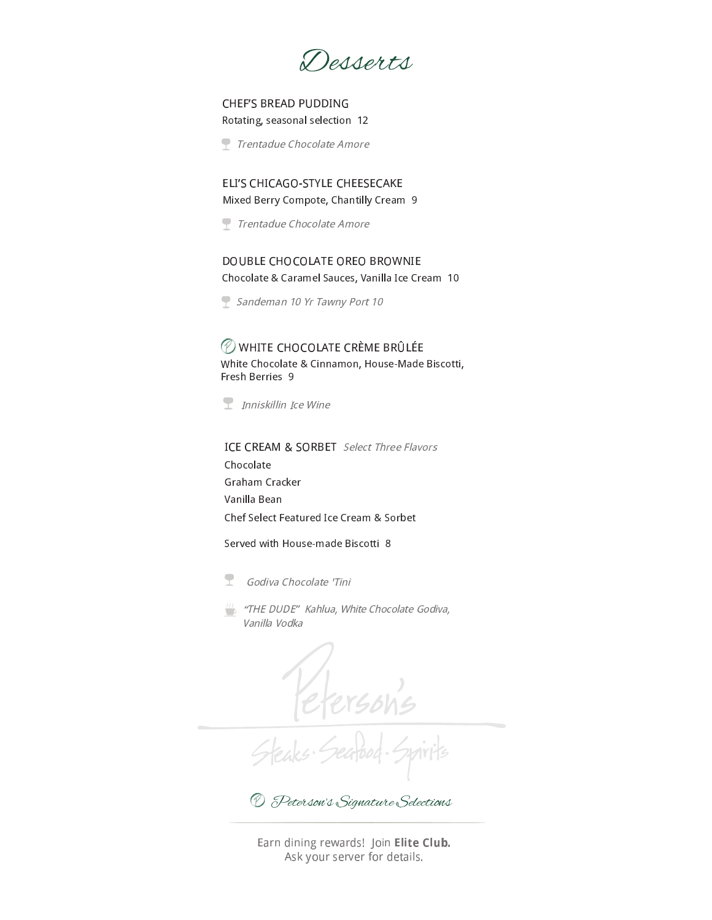# Desserts

### CHEF'S BREAD PUDDING

Rotating, seasonal selection  12

*Trentadue Chocolate Amore*

### ELI'S CHICAGO-STYLE CHEESECAKE

Mixed Berry Compote, Chantilly Cream  9

*Trentadue Chocolate Amore*

### DOUBLE CHOCOLATE OREO BROWNIE

Chocolate & Caramel Sauces, Vanilla Ice Cream  10

*Sandeman 10 Yr Tawny Port 10*

### WHITE CHOCOLATE CRÈME BRÛLÉE

White Chocolate & Cinnamon, House-Made Biscotti, Fresh Berries  9

*Inniskillin Ice Wine*

### ICE CREAM & SORBET *Select Three Flavors*

Chocolate

Graham Cracker

Vanilla Bean

Chef Select Featured Ice Cream & Sorbet

Served with House-made Biscotti  8

*Godiva Chocolate 'Tini*

*"THE DUDE"  Kahlua, White Chocolate Godiva, Vanilla Vodka*

Peterson's

Steaks · Seafood · Spirits

*Peterson's Signature Selections*

Earn dining rewards!  Join **Elite Club.**
Ask your server for details.